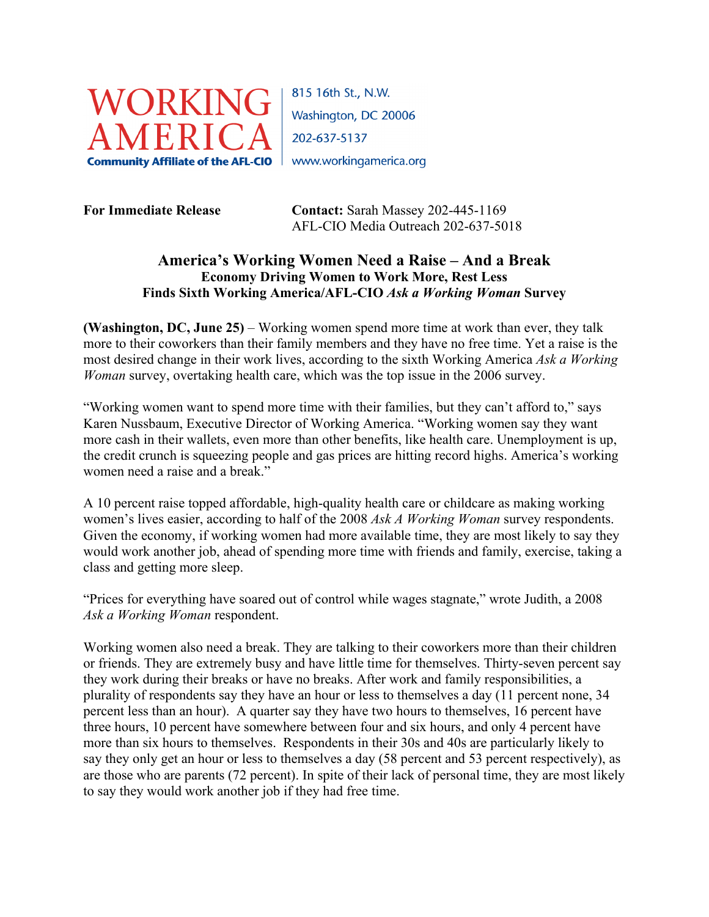WORKING AMERICA
Community Affiliate of the AFL-CIO

815 16th St., N.W.
Washington, DC 20006
202-637-5137
www.workingamerica.org

**For Immediate Release**

**Contact:** Sarah Massey 202-445-1169
AFL-CIO Media Outreach 202-637-5018

# America's Working Women Need a Raise – And a Break

## Economy Driving Women to Work More, Rest Less
## Finds Sixth Working America/AFL-CIO *Ask a Working Woman* Survey

**(Washington, DC, June 25)** – Working women spend more time at work than ever, they talk more to their coworkers than their family members and they have no free time. Yet a raise is the most desired change in their work lives, according to the sixth Working America *Ask a Working Woman* survey, overtaking health care, which was the top issue in the 2006 survey.

"Working women want to spend more time with their families, but they can't afford to," says Karen Nussbaum, Executive Director of Working America. "Working women say they want more cash in their wallets, even more than other benefits, like health care. Unemployment is up, the credit crunch is squeezing people and gas prices are hitting record highs. America's working women need a raise and a break."

A 10 percent raise topped affordable, high-quality health care or childcare as making working women's lives easier, according to half of the 2008 *Ask A Working Woman* survey respondents. Given the economy, if working women had more available time, they are most likely to say they would work another job, ahead of spending more time with friends and family, exercise, taking a class and getting more sleep.

"Prices for everything have soared out of control while wages stagnate," wrote Judith, a 2008 *Ask a Working Woman* respondent.

Working women also need a break. They are talking to their coworkers more than their children or friends. They are extremely busy and have little time for themselves. Thirty-seven percent say they work during their breaks or have no breaks. After work and family responsibilities, a plurality of respondents say they have an hour or less to themselves a day (11 percent none, 34 percent less than an hour). A quarter say they have two hours to themselves, 16 percent have three hours, 10 percent have somewhere between four and six hours, and only 4 percent have more than six hours to themselves. Respondents in their 30s and 40s are particularly likely to say they only get an hour or less to themselves a day (58 percent and 53 percent respectively), as are those who are parents (72 percent). In spite of their lack of personal time, they are most likely to say they would work another job if they had free time.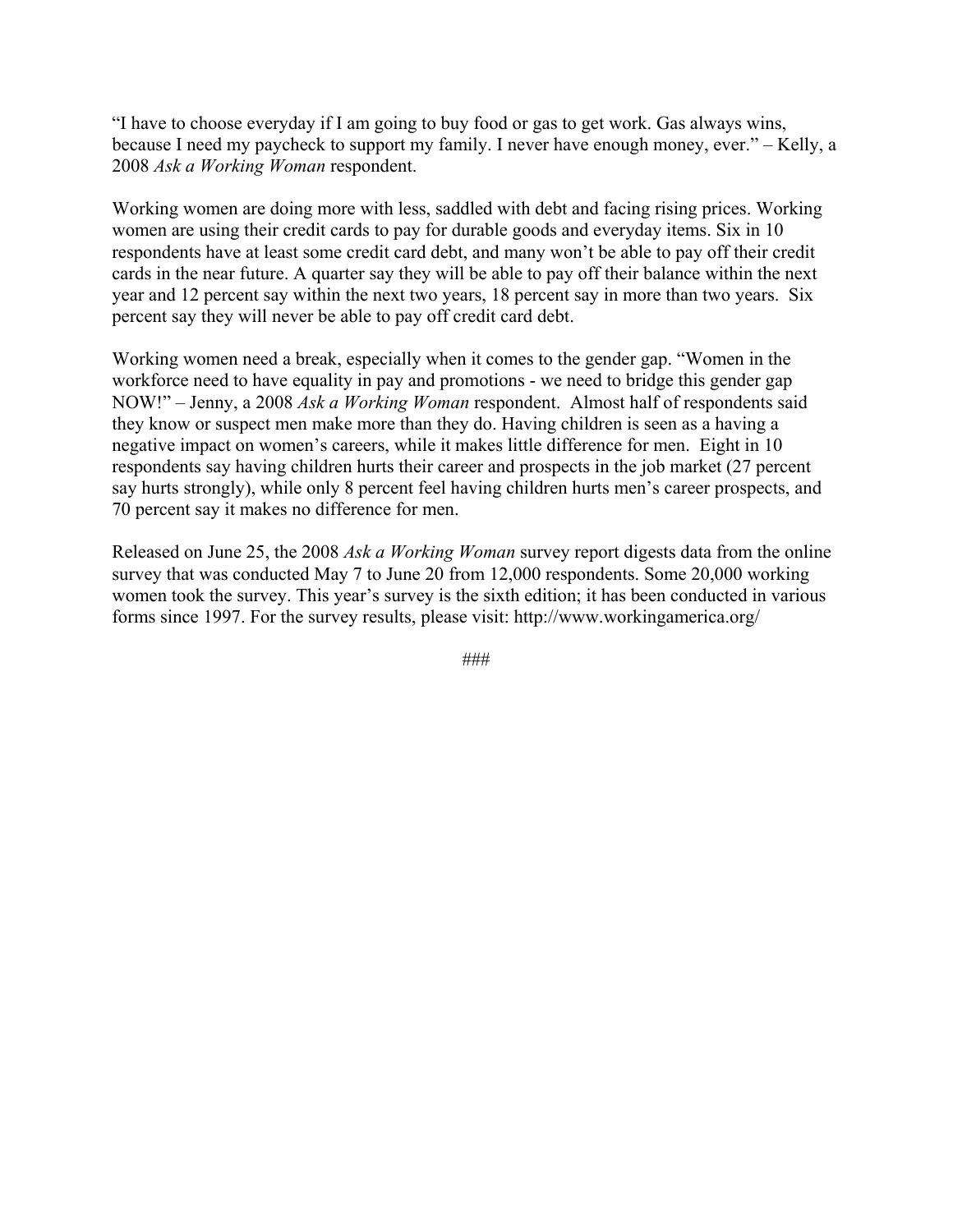"I have to choose everyday if I am going to buy food or gas to get work. Gas always wins, because I need my paycheck to support my family. I never have enough money, ever." – Kelly, a 2008 *Ask a Working Woman* respondent.

Working women are doing more with less, saddled with debt and facing rising prices. Working women are using their credit cards to pay for durable goods and everyday items. Six in 10 respondents have at least some credit card debt, and many won't be able to pay off their credit cards in the near future. A quarter say they will be able to pay off their balance within the next year and 12 percent say within the next two years, 18 percent say in more than two years. Six percent say they will never be able to pay off credit card debt.

Working women need a break, especially when it comes to the gender gap. "Women in the workforce need to have equality in pay and promotions - we need to bridge this gender gap NOW!" – Jenny, a 2008 *Ask a Working Woman* respondent. Almost half of respondents said they know or suspect men make more than they do. Having children is seen as a having a negative impact on women's careers, while it makes little difference for men. Eight in 10 respondents say having children hurts their career and prospects in the job market (27 percent say hurts strongly), while only 8 percent feel having children hurts men's career prospects, and 70 percent say it makes no difference for men.

Released on June 25, the 2008 *Ask a Working Woman* survey report digests data from the online survey that was conducted May 7 to June 20 from 12,000 respondents. Some 20,000 working women took the survey. This year's survey is the sixth edition; it has been conducted in various forms since 1997. For the survey results, please visit: http://www.workingamerica.org/

###